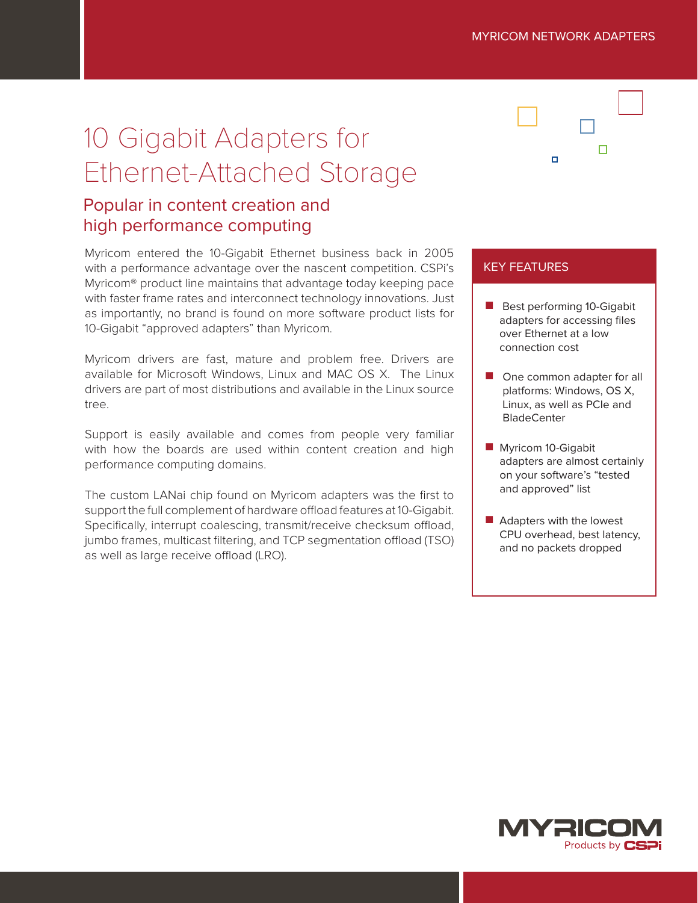MYRICOM NETWORK ADAPTERS

# 10 Gigabit Adapters for Ethernet-Attached Storage

## Popular in content creation and high performance computing

Myricom entered the 10-Gigabit Ethernet business back in 2005 with a performance advantage over the nascent competition. CSPi's Myricom® product line maintains that advantage today keeping pace with faster frame rates and interconnect technology innovations. Just as importantly, no brand is found on more software product lists for 10-Gigabit "approved adapters" than Myricom.

Myricom drivers are fast, mature and problem free. Drivers are available for Microsoft Windows, Linux and MAC OS X. The Linux drivers are part of most distributions and available in the Linux source tree.

Support is easily available and comes from people very familiar with how the boards are used within content creation and high performance computing domains.

The custom LANai chip found on Myricom adapters was the first to support the full complement of hardware offload features at 10-Gigabit. Specifically, interrupt coalescing, transmit/receive checksum offload, jumbo frames, multicast filtering, and TCP segmentation offload (TSO) as well as large receive offload (LRO).

### KEY FEATURES

- Best performing 10-Gigabit adapters for accessing files over Ethernet at a low connection cost
- One common adapter for all platforms: Windows, OS X, Linux, as well as PCIe and BladeCenter
- Myricom 10-Gigabit adapters are almost certainly on your software's "tested and approved" list
- Adapters with the lowest CPU overhead, best latency, and no packets dropped

MYRICOM Products by CSPi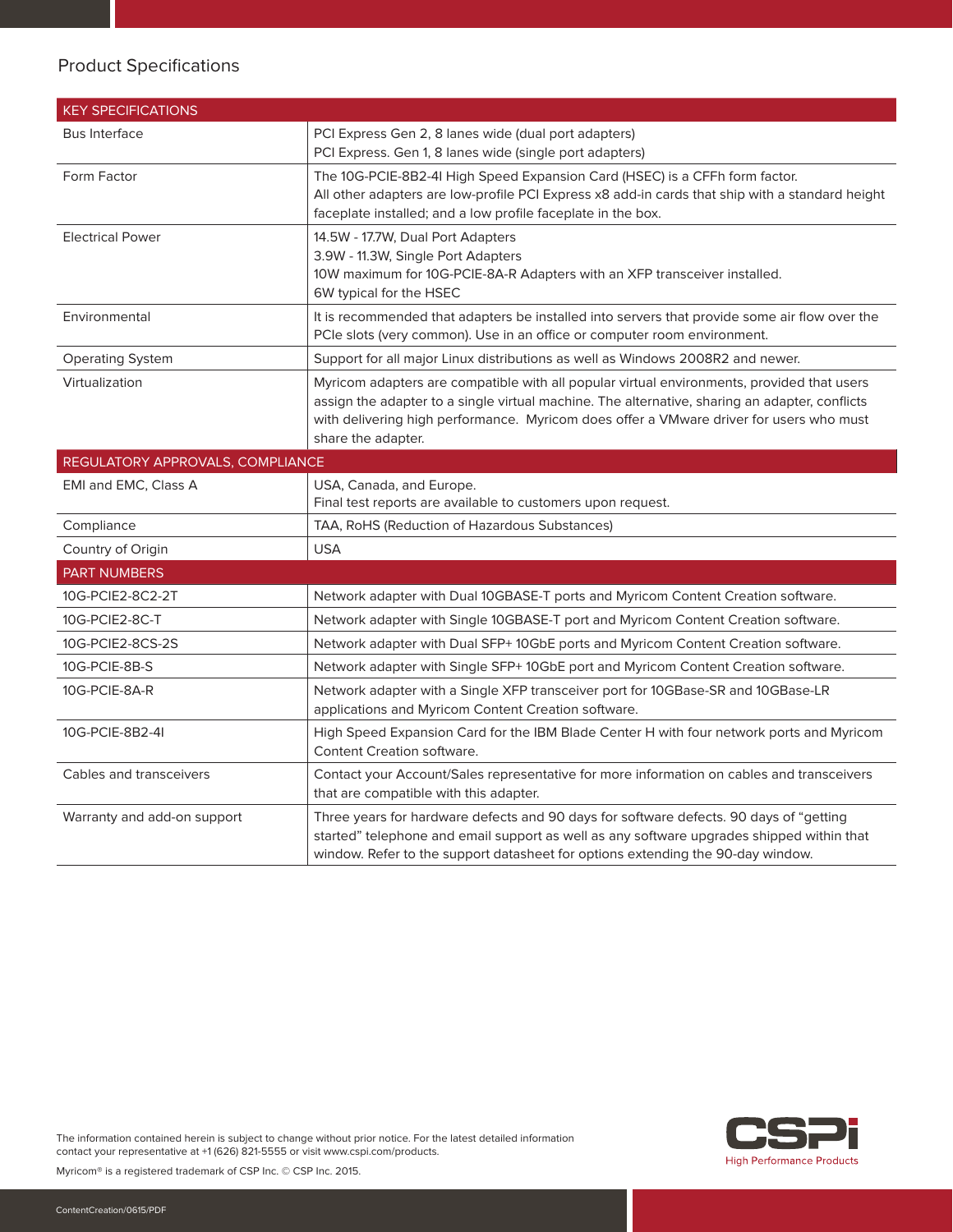## Product Specifications

| | |
|---|---|
| **KEY SPECIFICATIONS** | |
| Bus Interface | PCI Express Gen 2, 8 lanes wide (dual port adapters)<br>PCI Express. Gen 1, 8 lanes wide (single port adapters) |
| Form Factor | The 10G-PCIE-8B2-4I High Speed Expansion Card (HSEC) is a CFFh form factor.<br>All other adapters are low-profile PCI Express x8 add-in cards that ship with a standard height faceplate installed; and a low profile faceplate in the box. |
| Electrical Power | 14.5W - 17.7W, Dual Port Adapters<br>3.9W - 11.3W, Single Port Adapters<br>10W maximum for 10G-PCIE-8A-R Adapters with an XFP transceiver installed.<br>6W typical for the HSEC |
| Environmental | It is recommended that adapters be installed into servers that provide some air flow over the PCIe slots (very common). Use in an office or computer room environment. |
| Operating System | Support for all major Linux distributions as well as Windows 2008R2 and newer. |
| Virtualization | Myricom adapters are compatible with all popular virtual environments, provided that users assign the adapter to a single virtual machine. The alternative, sharing an adapter, conflicts with delivering high performance. Myricom does offer a VMware driver for users who must share the adapter. |
| **REGULATORY APPROVALS, COMPLIANCE** | |
| EMI and EMC, Class A | USA, Canada, and Europe.<br>Final test reports are available to customers upon request. |
| Compliance | TAA, RoHS (Reduction of Hazardous Substances) |
| Country of Origin | USA |
| **PART NUMBERS** | |
| 10G-PCIE2-8C2-2T | Network adapter with Dual 10GBASE-T ports and Myricom Content Creation software. |
| 10G-PCIE2-8C-T | Network adapter with Single 10GBASE-T port and Myricom Content Creation software. |
| 10G-PCIE2-8CS-2S | Network adapter with Dual SFP+ 10GbE ports and Myricom Content Creation software. |
| 10G-PCIE-8B-S | Network adapter with Single SFP+ 10GbE port and Myricom Content Creation software. |
| 10G-PCIE-8A-R | Network adapter with a Single XFP transceiver port for 10GBase-SR and 10GBase-LR applications and Myricom Content Creation software. |
| 10G-PCIE-8B2-4I | High Speed Expansion Card for the IBM Blade Center H with four network ports and Myricom Content Creation software. |
| Cables and transceivers | Contact your Account/Sales representative for more information on cables and transceivers that are compatible with this adapter. |
| Warranty and add-on support | Three years for hardware defects and 90 days for software defects. 90 days of "getting started" telephone and email support as well as any software upgrades shipped within that window. Refer to the support datasheet for options extending the 90-day window. |

The information contained herein is subject to change without prior notice. For the latest detailed information contact your representative at +1 (626) 821-5555 or visit www.cspi.com/products.

Myricom® is a registered trademark of CSP Inc. © CSP Inc. 2015.

CSPi
High Performance Products

ContentCreation/0615/PDF